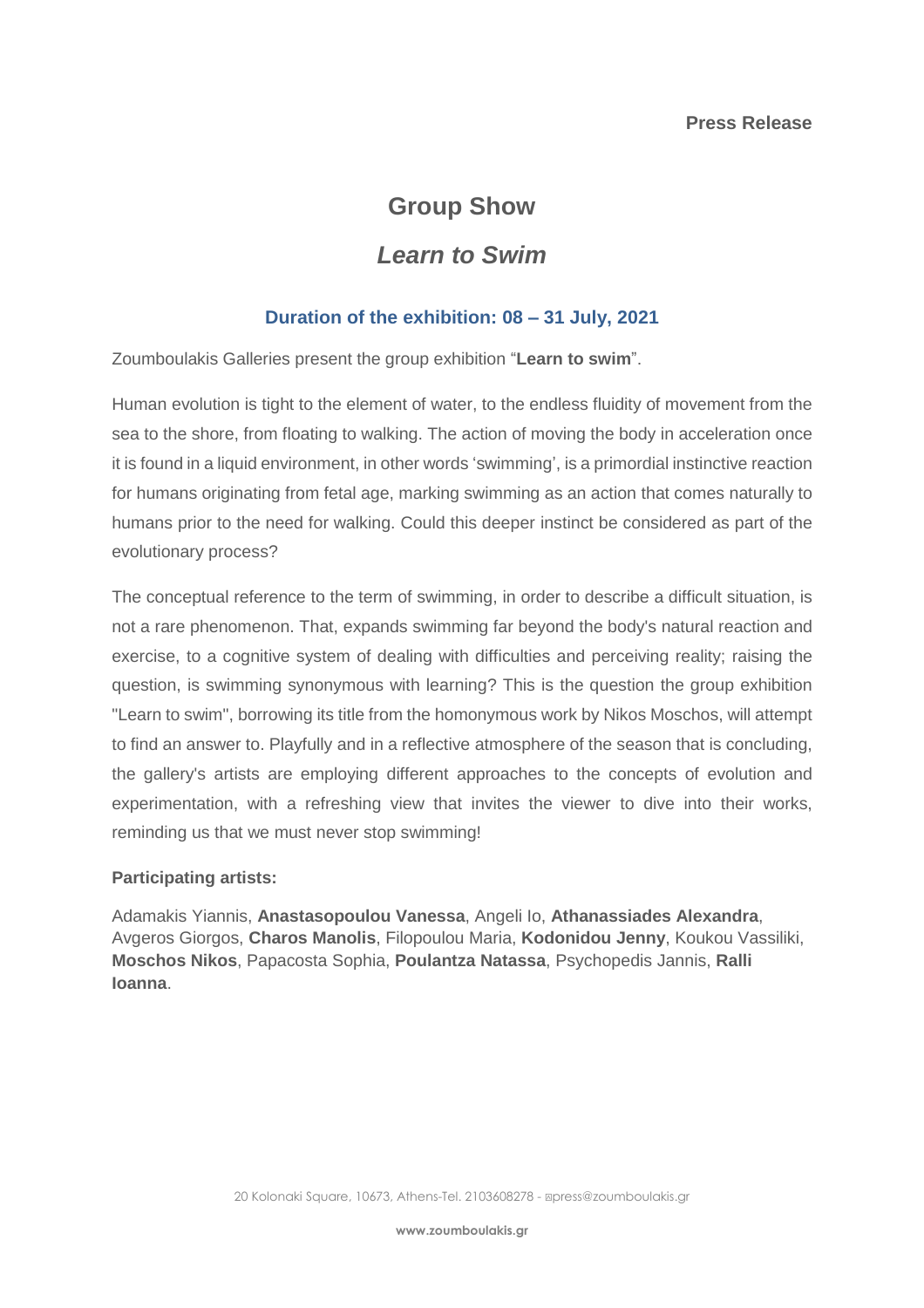**Press Release**

# Group Show

## *Learn to Swim*

### Duration of the exhibition: 08 – 31 July, 2021

Zoumboulakis Galleries present the group exhibition "**Learn to swim**".

Human evolution is tight to the element of water, to the endless fluidity of movement from the sea to the shore, from floating to walking. The action of moving the body in acceleration once it is found in a liquid environment, in other words 'swimming', is a primordial instinctive reaction for humans originating from fetal age, marking swimming as an action that comes naturally to humans prior to the need for walking. Could this deeper instinct be considered as part of the evolutionary process?

The conceptual reference to the term of swimming, in order to describe a difficult situation, is not a rare phenomenon. That, expands swimming far beyond the body's natural reaction and exercise, to a cognitive system of dealing with difficulties and perceiving reality; raising the question, is swimming synonymous with learning? This is the question the group exhibition "Learn to swim", borrowing its title from the homonymous work by Nikos Moschos, will attempt to find an answer to. Playfully and in a reflective atmosphere of the season that is concluding, the gallery's artists are employing different approaches to the concepts of evolution and experimentation, with a refreshing view that invites the viewer to dive into their works, reminding us that we must never stop swimming!

**Participating artists:**

Adamakis Yiannis, **Anastasopoulou Vanessa**, Angeli Io, **Athanassiades Alexandra**, Avgeros Giorgos, **Charos Manolis**, Filopoulou Maria, **Kodonidou Jenny**, Koukou Vassiliki, **Moschos Nikos**, Papacosta Sophia, **Poulantza Natassa**, Psychopedis Jannis, **Ralli Ioanna**.

20 Kolonaki Square, 10673, Athens-Tel. 2103608278 - press@zoumboulakis.gr

**www.zoumboulakis.gr**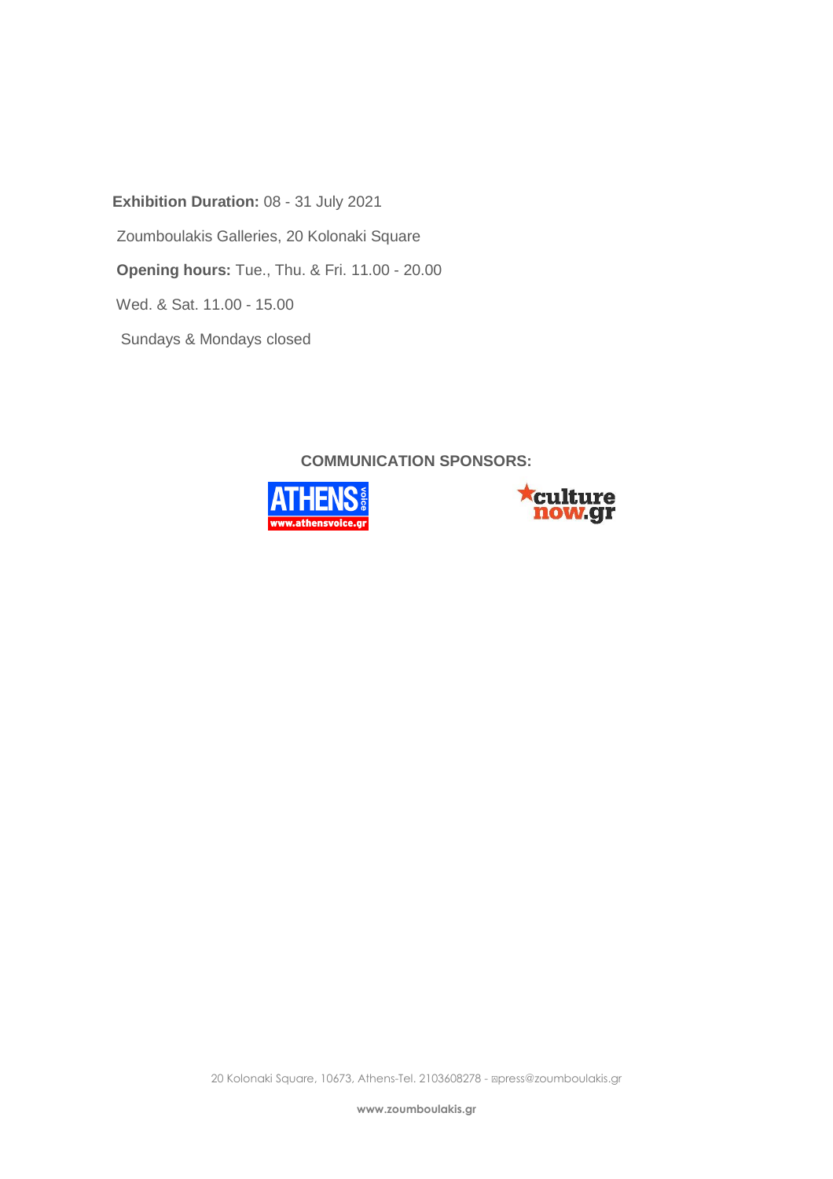**Exhibition Duration:** 08 - 31 July 2021

Zoumboulakis Galleries, 20 Kolonaki Square

**Opening hours:** Tue., Thu. & Fri. 11.00 - 20.00

Wed. & Sat. 11.00 - 15.00

Sundays & Mondays closed

**COMMUNICATION SPONSORS:**

ATHENS voice www.athensvoice.gr

culture now.gr

20 Kolonaki Square, 10673, Athens-Tel. 2103608278 - press@zoumboulakis.gr

**www.zoumboulakis.gr**